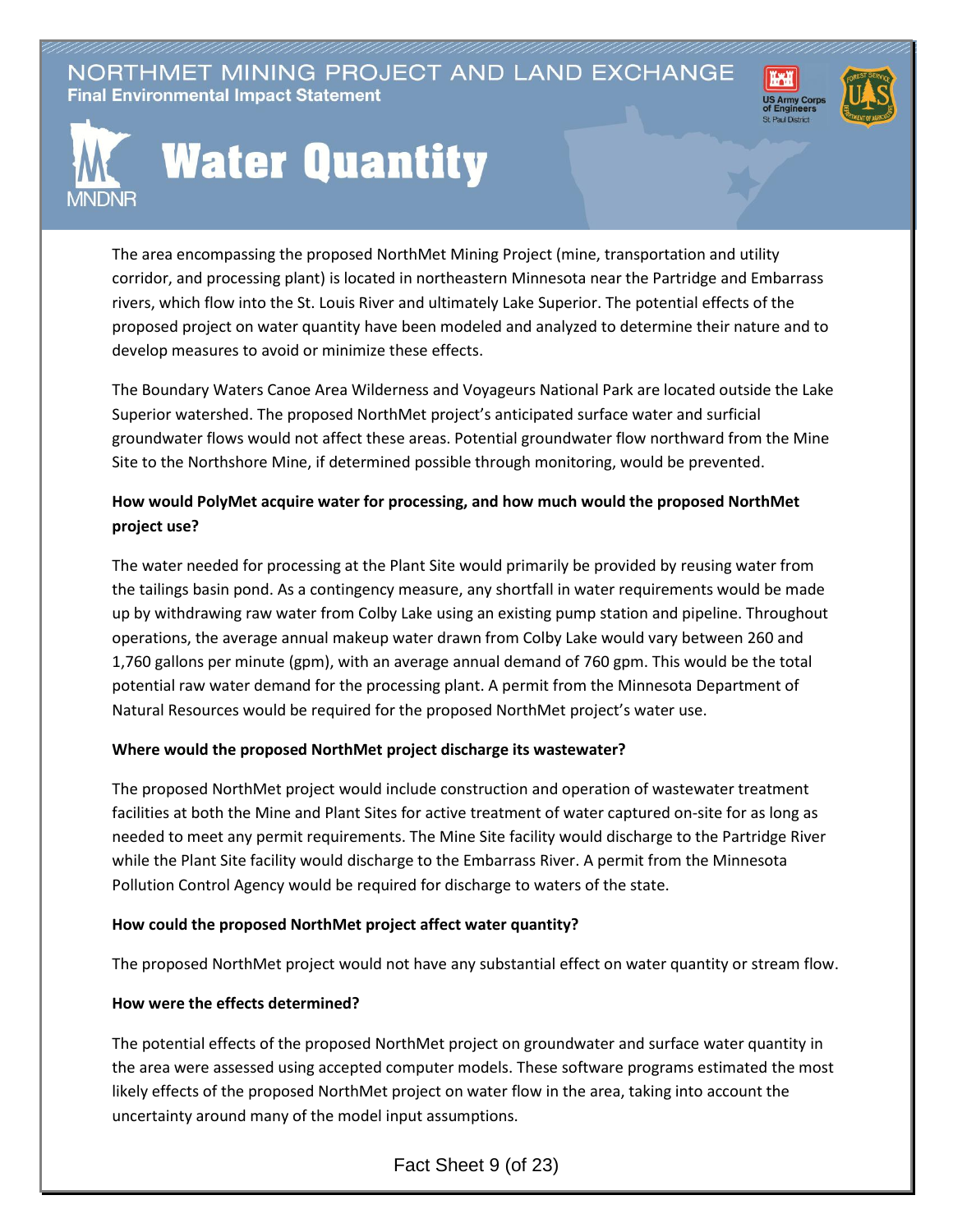NORTHMET MINING PROJECT AND LAND EXCHANGE

**Final Environmental Impact Statement**

# Water Quantity

The area encompassing the proposed NorthMet Mining Project (mine, transportation and utility corridor, and processing plant) is located in northeastern Minnesota near the Partridge and Embarrass rivers, which flow into the St. Louis River and ultimately Lake Superior. The potential effects of the proposed project on water quantity have been modeled and analyzed to determine their nature and to develop measures to avoid or minimize these effects.

The Boundary Waters Canoe Area Wilderness and Voyageurs National Park are located outside the Lake Superior watershed. The proposed NorthMet project's anticipated surface water and surficial groundwater flows would not affect these areas. Potential groundwater flow northward from the Mine Site to the Northshore Mine, if determined possible through monitoring, would be prevented.

**How would PolyMet acquire water for processing, and how much would the proposed NorthMet project use?**

The water needed for processing at the Plant Site would primarily be provided by reusing water from the tailings basin pond. As a contingency measure, any shortfall in water requirements would be made up by withdrawing raw water from Colby Lake using an existing pump station and pipeline. Throughout operations, the average annual makeup water drawn from Colby Lake would vary between 260 and 1,760 gallons per minute (gpm), with an average annual demand of 760 gpm. This would be the total potential raw water demand for the processing plant. A permit from the Minnesota Department of Natural Resources would be required for the proposed NorthMet project's water use.

**Where would the proposed NorthMet project discharge its wastewater?**

The proposed NorthMet project would include construction and operation of wastewater treatment facilities at both the Mine and Plant Sites for active treatment of water captured on-site for as long as needed to meet any permit requirements. The Mine Site facility would discharge to the Partridge River while the Plant Site facility would discharge to the Embarrass River. A permit from the Minnesota Pollution Control Agency would be required for discharge to waters of the state.

**How could the proposed NorthMet project affect water quantity?**

The proposed NorthMet project would not have any substantial effect on water quantity or stream flow.

**How were the effects determined?**

The potential effects of the proposed NorthMet project on groundwater and surface water quantity in the area were assessed using accepted computer models. These software programs estimated the most likely effects of the proposed NorthMet project on water flow in the area, taking into account the uncertainty around many of the model input assumptions.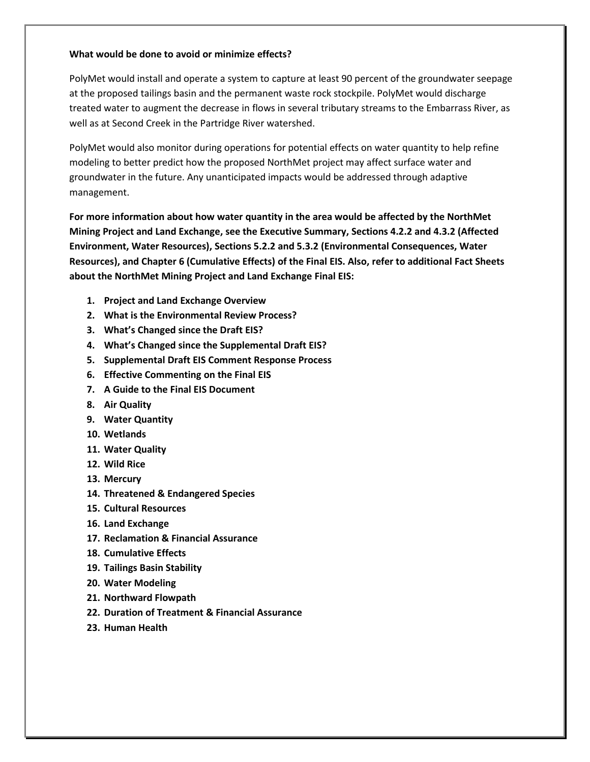**What would be done to avoid or minimize effects?**

PolyMet would install and operate a system to capture at least 90 percent of the groundwater seepage at the proposed tailings basin and the permanent waste rock stockpile. PolyMet would discharge treated water to augment the decrease in flows in several tributary streams to the Embarrass River, as well as at Second Creek in the Partridge River watershed.

PolyMet would also monitor during operations for potential effects on water quantity to help refine modeling to better predict how the proposed NorthMet project may affect surface water and groundwater in the future. Any unanticipated impacts would be addressed through adaptive management.

**For more information about how water quantity in the area would be affected by the NorthMet Mining Project and Land Exchange, see the Executive Summary, Sections 4.2.2 and 4.3.2 (Affected Environment, Water Resources), Sections 5.2.2 and 5.3.2 (Environmental Consequences, Water Resources), and Chapter 6 (Cumulative Effects) of the Final EIS. Also, refer to additional Fact Sheets about the NorthMet Mining Project and Land Exchange Final EIS:**

1. **Project and Land Exchange Overview**
2. **What is the Environmental Review Process?**
3. **What's Changed since the Draft EIS?**
4. **What's Changed since the Supplemental Draft EIS?**
5. **Supplemental Draft EIS Comment Response Process**
6. **Effective Commenting on the Final EIS**
7. **A Guide to the Final EIS Document**
8. **Air Quality**
9. **Water Quantity**
10. **Wetlands**
11. **Water Quality**
12. **Wild Rice**
13. **Mercury**
14. **Threatened & Endangered Species**
15. **Cultural Resources**
16. **Land Exchange**
17. **Reclamation & Financial Assurance**
18. **Cumulative Effects**
19. **Tailings Basin Stability**
20. **Water Modeling**
21. **Northward Flowpath**
22. **Duration of Treatment & Financial Assurance**
23. **Human Health**